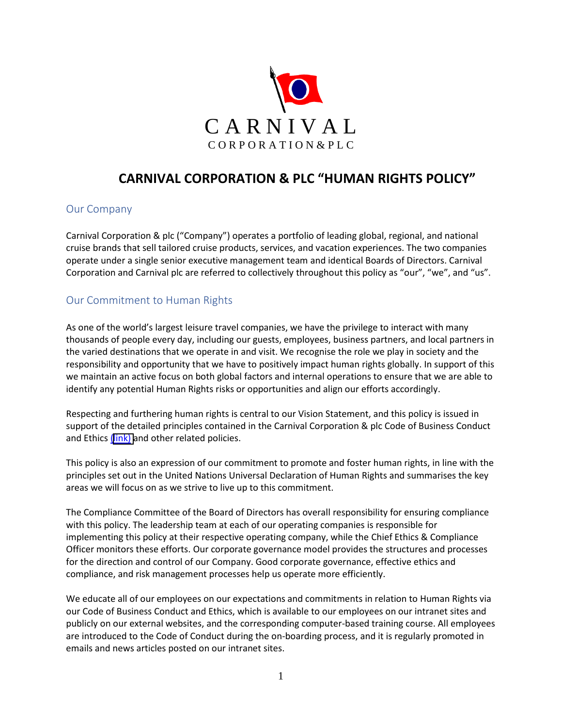CARNIVAL

CORPORATION&PLC

# CARNIVAL CORPORATION & PLC "HUMAN RIGHTS POLICY"

## Our Company

Carnival Corporation & plc ("Company") operates a portfolio of leading global, regional, and national cruise brands that sell tailored cruise products, services, and vacation experiences. The two companies operate under a single senior executive management team and identical Boards of Directors. Carnival Corporation and Carnival plc are referred to collectively throughout this policy as "our", "we", and "us".

## Our Commitment to Human Rights

As one of the world's largest leisure travel companies, we have the privilege to interact with many thousands of people every day, including our guests, employees, business partners, and local partners in the varied destinations that we operate in and visit. We recognise the role we play in society and the responsibility and opportunity that we have to positively impact human rights globally. In support of this we maintain an active focus on both global factors and internal operations to ensure that we are able to identify any potential Human Rights risks or opportunities and align our efforts accordingly.

Respecting and furthering human rights is central to our Vision Statement, and this policy is issued in support of the detailed principles contained in the Carnival Corporation & plc Code of Business Conduct and Ethics (link) and other related policies.

This policy is also an expression of our commitment to promote and foster human rights, in line with the principles set out in the United Nations Universal Declaration of Human Rights and summarises the key areas we will focus on as we strive to live up to this commitment.

The Compliance Committee of the Board of Directors has overall responsibility for ensuring compliance with this policy. The leadership team at each of our operating companies is responsible for implementing this policy at their respective operating company, while the Chief Ethics & Compliance Officer monitors these efforts. Our corporate governance model provides the structures and processes for the direction and control of our Company. Good corporate governance, effective ethics and compliance, and risk management processes help us operate more efficiently.

We educate all of our employees on our expectations and commitments in relation to Human Rights via our Code of Business Conduct and Ethics, which is available to our employees on our intranet sites and publicly on our external websites, and the corresponding computer-based training course. All employees are introduced to the Code of Conduct during the on-boarding process, and it is regularly promoted in emails and news articles posted on our intranet sites.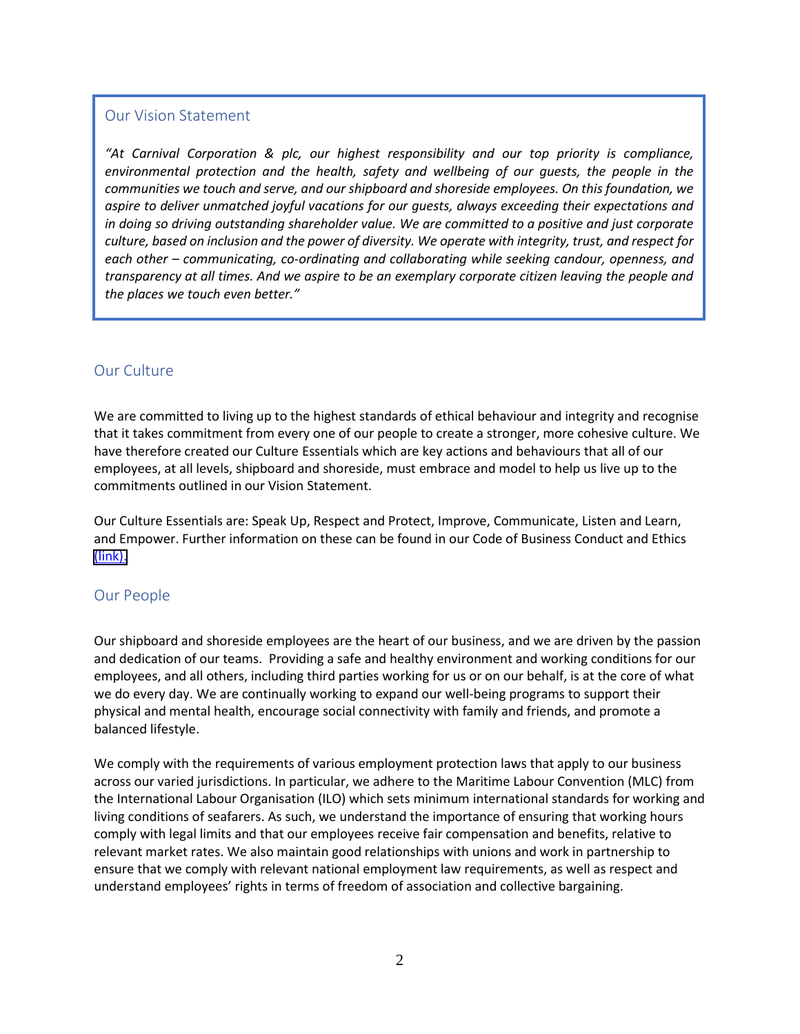## Our Vision Statement

*"At Carnival Corporation & plc, our highest responsibility and our top priority is compliance, environmental protection and the health, safety and wellbeing of our guests, the people in the communities we touch and serve, and our shipboard and shoreside employees. On this foundation, we aspire to deliver unmatched joyful vacations for our guests, always exceeding their expectations and in doing so driving outstanding shareholder value. We are committed to a positive and just corporate culture, based on inclusion and the power of diversity. We operate with integrity, trust, and respect for each other – communicating, co-ordinating and collaborating while seeking candour, openness, and transparency at all times. And we aspire to be an exemplary corporate citizen leaving the people and the places we touch even better."*

## Our Culture

We are committed to living up to the highest standards of ethical behaviour and integrity and recognise that it takes commitment from every one of our people to create a stronger, more cohesive culture. We have therefore created our Culture Essentials which are key actions and behaviours that all of our employees, at all levels, shipboard and shoreside, must embrace and model to help us live up to the commitments outlined in our Vision Statement.

Our Culture Essentials are: Speak Up, Respect and Protect, Improve, Communicate, Listen and Learn, and Empower. Further information on these can be found in our Code of Business Conduct and Ethics (link).

## Our People

Our shipboard and shoreside employees are the heart of our business, and we are driven by the passion and dedication of our teams. Providing a safe and healthy environment and working conditions for our employees, and all others, including third parties working for us or on our behalf, is at the core of what we do every day. We are continually working to expand our well-being programs to support their physical and mental health, encourage social connectivity with family and friends, and promote a balanced lifestyle.

We comply with the requirements of various employment protection laws that apply to our business across our varied jurisdictions. In particular, we adhere to the Maritime Labour Convention (MLC) from the International Labour Organisation (ILO) which sets minimum international standards for working and living conditions of seafarers. As such, we understand the importance of ensuring that working hours comply with legal limits and that our employees receive fair compensation and benefits, relative to relevant market rates. We also maintain good relationships with unions and work in partnership to ensure that we comply with relevant national employment law requirements, as well as respect and understand employees' rights in terms of freedom of association and collective bargaining.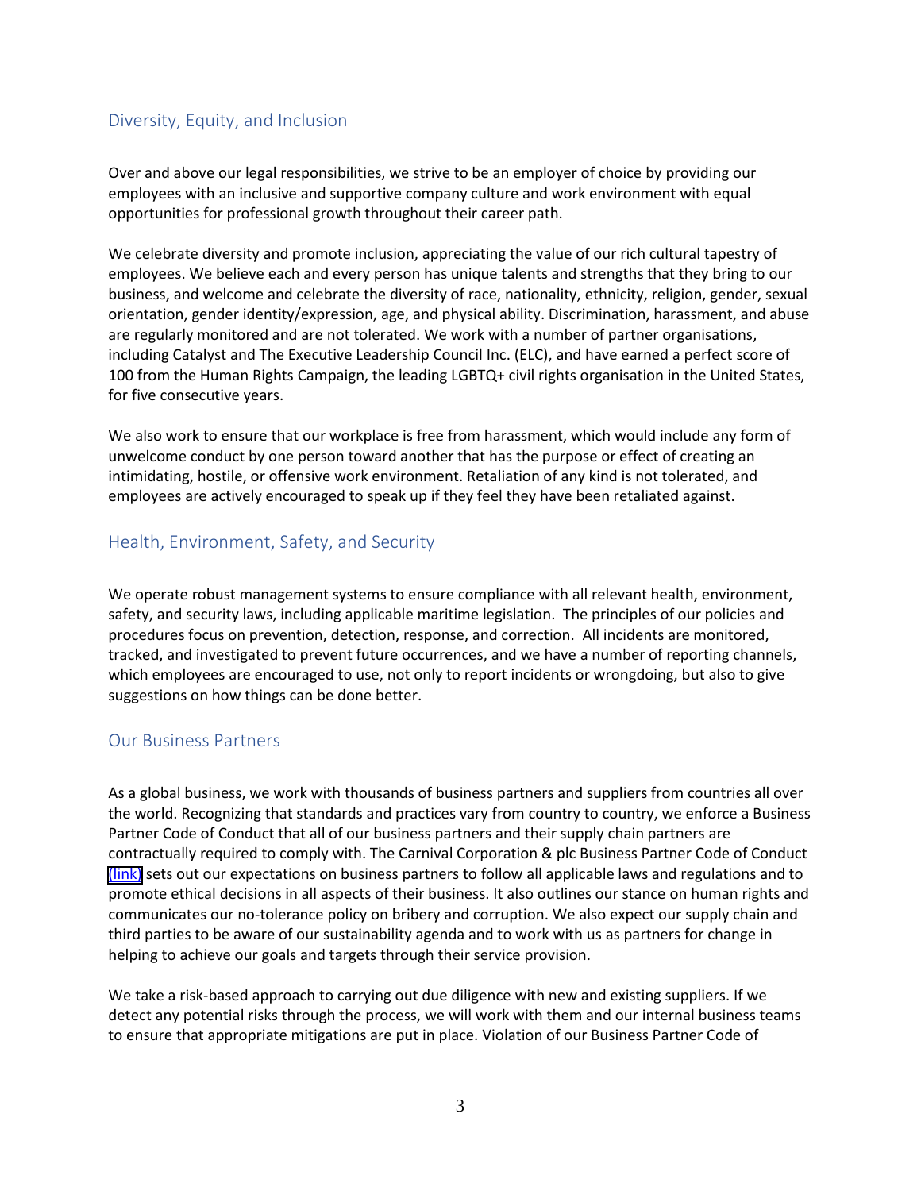## Diversity, Equity, and Inclusion

Over and above our legal responsibilities, we strive to be an employer of choice by providing our employees with an inclusive and supportive company culture and work environment with equal opportunities for professional growth throughout their career path.

We celebrate diversity and promote inclusion, appreciating the value of our rich cultural tapestry of employees. We believe each and every person has unique talents and strengths that they bring to our business, and welcome and celebrate the diversity of race, nationality, ethnicity, religion, gender, sexual orientation, gender identity/expression, age, and physical ability. Discrimination, harassment, and abuse are regularly monitored and are not tolerated. We work with a number of partner organisations, including Catalyst and The Executive Leadership Council Inc. (ELC), and have earned a perfect score of 100 from the Human Rights Campaign, the leading LGBTQ+ civil rights organisation in the United States, for five consecutive years.

We also work to ensure that our workplace is free from harassment, which would include any form of unwelcome conduct by one person toward another that has the purpose or effect of creating an intimidating, hostile, or offensive work environment. Retaliation of any kind is not tolerated, and employees are actively encouraged to speak up if they feel they have been retaliated against.

## Health, Environment, Safety, and Security

We operate robust management systems to ensure compliance with all relevant health, environment, safety, and security laws, including applicable maritime legislation. The principles of our policies and procedures focus on prevention, detection, response, and correction. All incidents are monitored, tracked, and investigated to prevent future occurrences, and we have a number of reporting channels, which employees are encouraged to use, not only to report incidents or wrongdoing, but also to give suggestions on how things can be done better.

## Our Business Partners

As a global business, we work with thousands of business partners and suppliers from countries all over the world. Recognizing that standards and practices vary from country to country, we enforce a Business Partner Code of Conduct that all of our business partners and their supply chain partners are contractually required to comply with. The Carnival Corporation & plc Business Partner Code of Conduct (link) sets out our expectations on business partners to follow all applicable laws and regulations and to promote ethical decisions in all aspects of their business. It also outlines our stance on human rights and communicates our no-tolerance policy on bribery and corruption. We also expect our supply chain and third parties to be aware of our sustainability agenda and to work with us as partners for change in helping to achieve our goals and targets through their service provision.

We take a risk-based approach to carrying out due diligence with new and existing suppliers. If we detect any potential risks through the process, we will work with them and our internal business teams to ensure that appropriate mitigations are put in place. Violation of our Business Partner Code of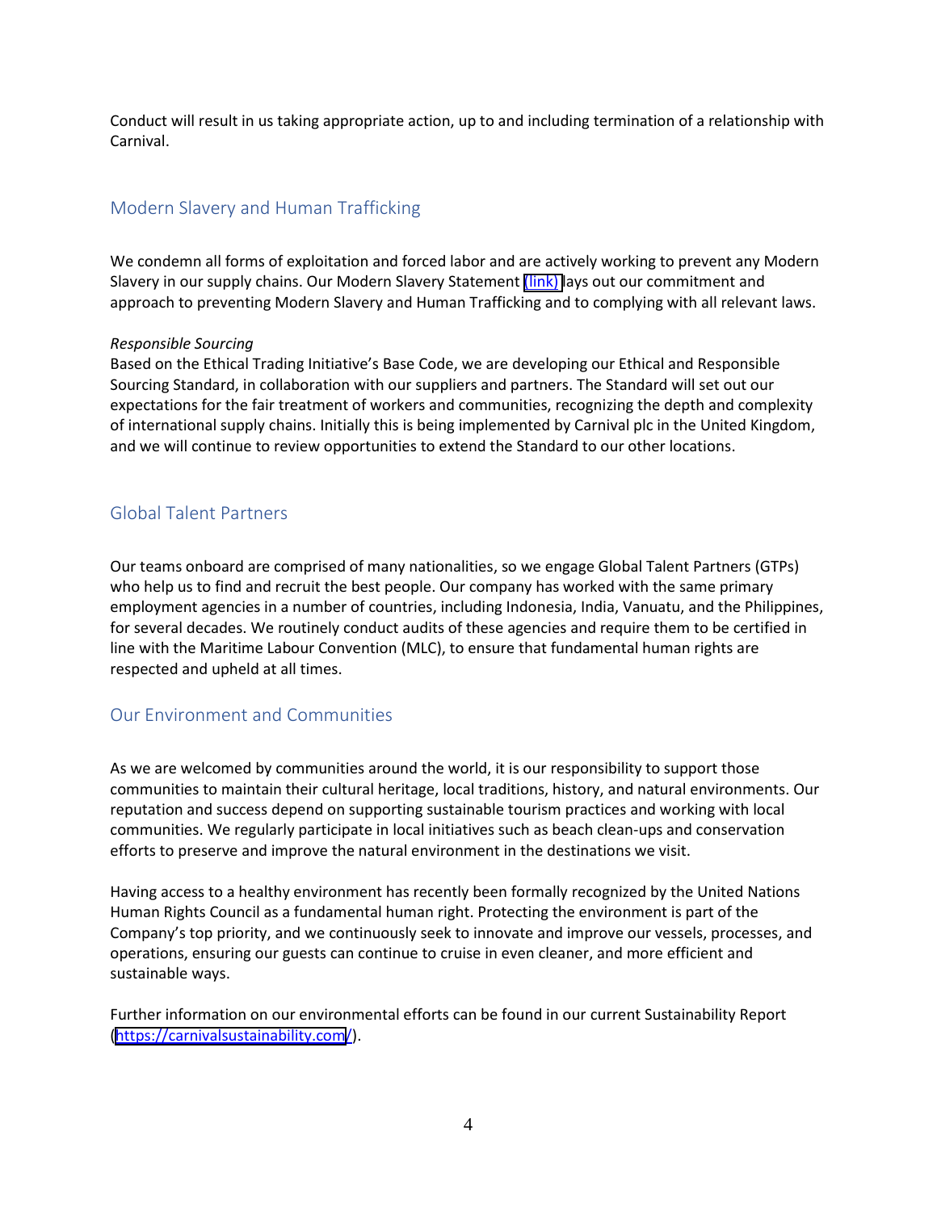Conduct will result in us taking appropriate action, up to and including termination of a relationship with Carnival.

## Modern Slavery and Human Trafficking

We condemn all forms of exploitation and forced labor and are actively working to prevent any Modern Slavery in our supply chains. Our Modern Slavery Statement (link) lays out our commitment and approach to preventing Modern Slavery and Human Trafficking and to complying with all relevant laws.

*Responsible Sourcing*
Based on the Ethical Trading Initiative's Base Code, we are developing our Ethical and Responsible Sourcing Standard, in collaboration with our suppliers and partners. The Standard will set out our expectations for the fair treatment of workers and communities, recognizing the depth and complexity of international supply chains. Initially this is being implemented by Carnival plc in the United Kingdom, and we will continue to review opportunities to extend the Standard to our other locations.

## Global Talent Partners

Our teams onboard are comprised of many nationalities, so we engage Global Talent Partners (GTPs) who help us to find and recruit the best people. Our company has worked with the same primary employment agencies in a number of countries, including Indonesia, India, Vanuatu, and the Philippines, for several decades. We routinely conduct audits of these agencies and require them to be certified in line with the Maritime Labour Convention (MLC), to ensure that fundamental human rights are respected and upheld at all times.

## Our Environment and Communities

As we are welcomed by communities around the world, it is our responsibility to support those communities to maintain their cultural heritage, local traditions, history, and natural environments. Our reputation and success depend on supporting sustainable tourism practices and working with local communities. We regularly participate in local initiatives such as beach clean-ups and conservation efforts to preserve and improve the natural environment in the destinations we visit.

Having access to a healthy environment has recently been formally recognized by the United Nations Human Rights Council as a fundamental human right. Protecting the environment is part of the Company's top priority, and we continuously seek to innovate and improve our vessels, processes, and operations, ensuring our guests can continue to cruise in even cleaner, and more efficient and sustainable ways.

Further information on our environmental efforts can be found in our current Sustainability Report (https://carnivalsustainability.com/).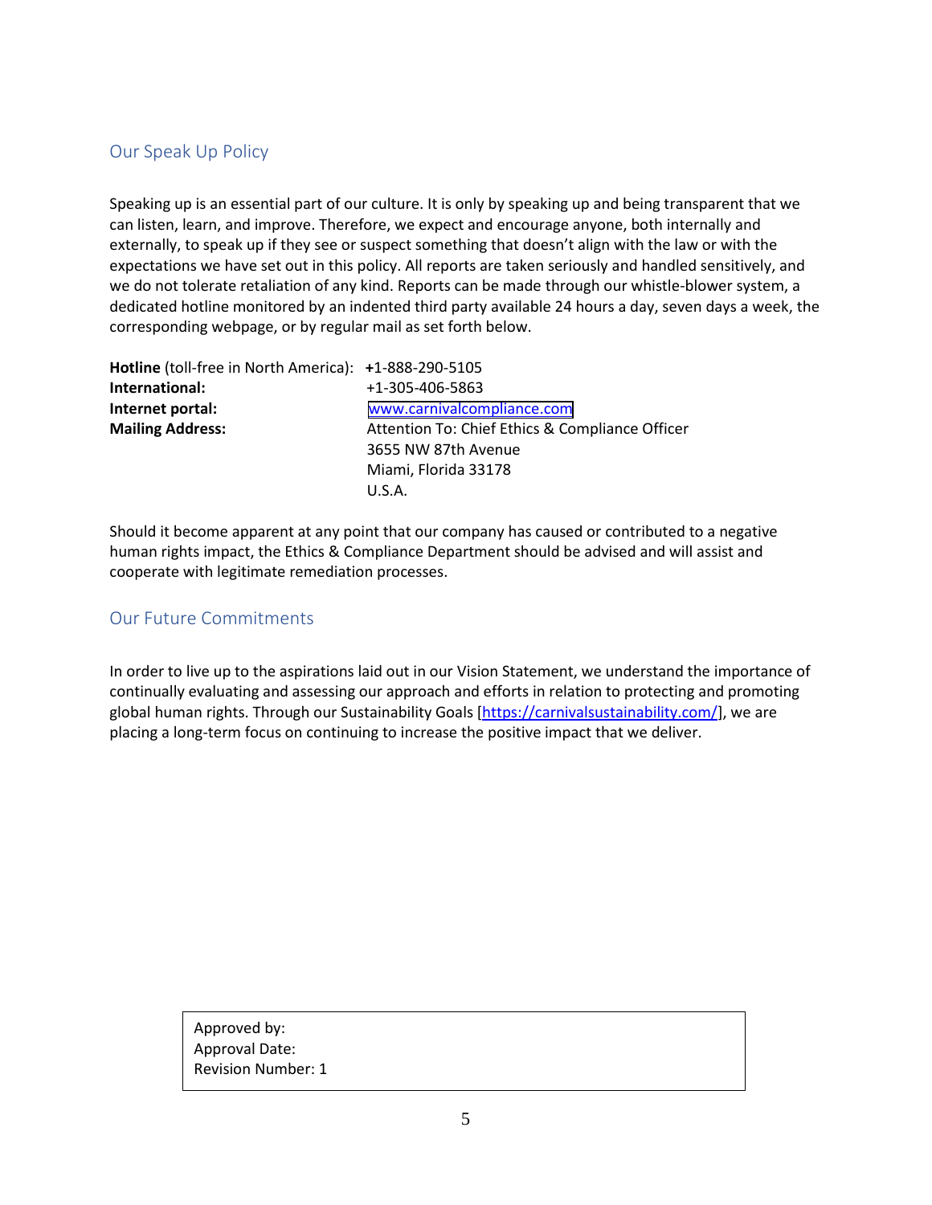## Our Speak Up Policy

Speaking up is an essential part of our culture. It is only by speaking up and being transparent that we can listen, learn, and improve. Therefore, we expect and encourage anyone, both internally and externally, to speak up if they see or suspect something that doesn't align with the law or with the expectations we have set out in this policy. All reports are taken seriously and handled sensitively, and we do not tolerate retaliation of any kind. Reports can be made through our whistle-blower system, a dedicated hotline monitored by an indented third party available 24 hours a day, seven days a week, the corresponding webpage, or by regular mail as set forth below.

| | |
|---|---|
| **Hotline** (toll-free in North America): | +1-888-290-5105 |
| **International:** | +1-305-406-5863 |
| **Internet portal:** | www.carnivalcompliance.com |
| **Mailing Address:** | Attention To: Chief Ethics & Compliance Officer<br>3655 NW 87th Avenue<br>Miami, Florida 33178<br>U.S.A. |

Should it become apparent at any point that our company has caused or contributed to a negative human rights impact, the Ethics & Compliance Department should be advised and will assist and cooperate with legitimate remediation processes.

## Our Future Commitments

In order to live up to the aspirations laid out in our Vision Statement, we understand the importance of continually evaluating and assessing our approach and efforts in relation to protecting and promoting global human rights. Through our Sustainability Goals [https://carnivalsustainability.com/], we are placing a long-term focus on continuing to increase the positive impact that we deliver.

| |
|---|
| Approved by:<br>Approval Date:<br>Revision Number: 1 |